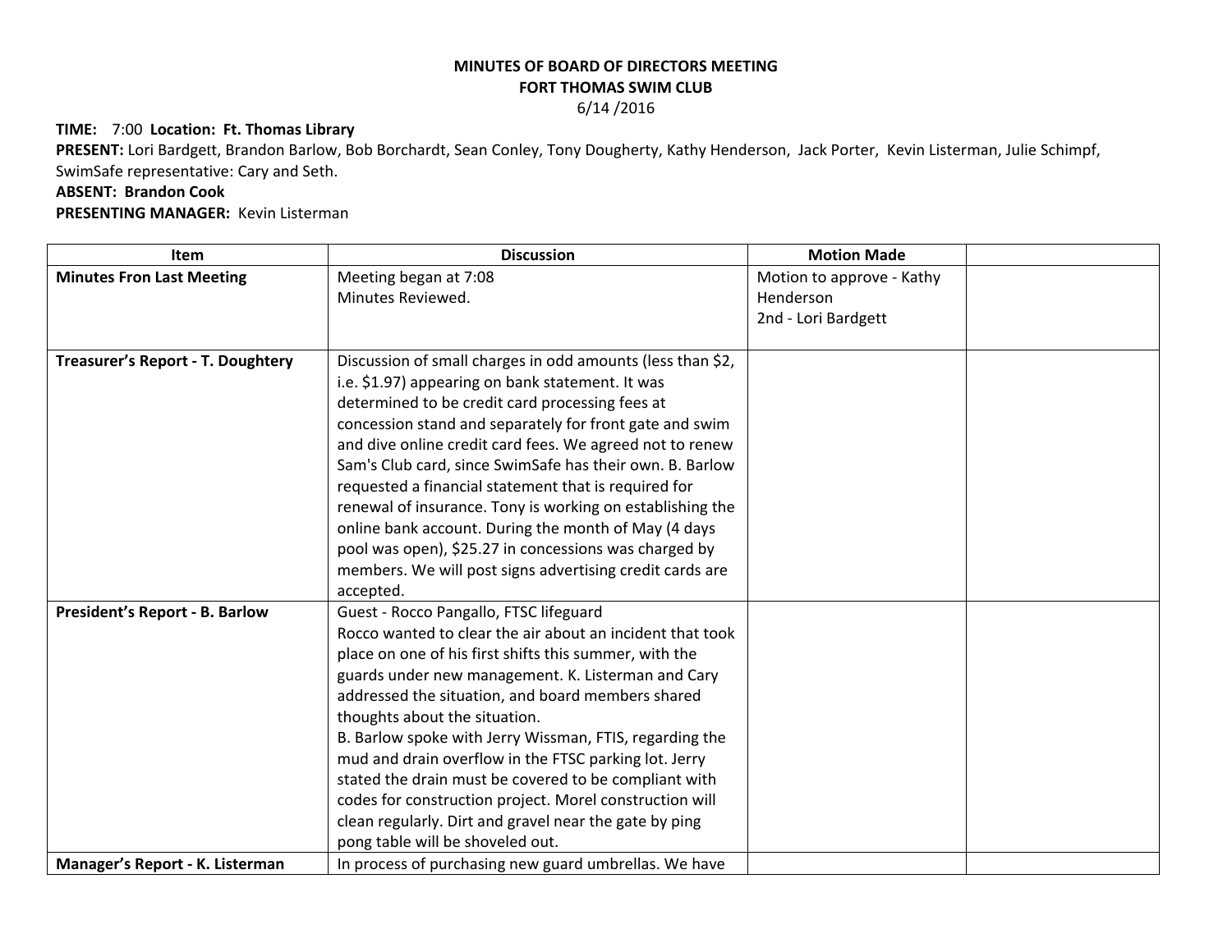**MINUTES OF BOARD OF DIRECTORS MEETING**
**FORT THOMAS SWIM CLUB**
6/14 /2016

**TIME:** 7:00 **Location: Ft. Thomas Library**
**PRESENT:** Lori Bardgett, Brandon Barlow, Bob Borchardt, Sean Conley, Tony Dougherty, Kathy Henderson, Jack Porter, Kevin Listerman, Julie Schimpf, SwimSafe representative: Cary and Seth.
**ABSENT: Brandon Cook**
**PRESENTING MANAGER:** Kevin Listerman

| Item | Discussion | Motion Made | |
|---|---|---|---|
| **Minutes Fron Last Meeting** | Meeting began at 7:08<br>Minutes Reviewed. | Motion to approve - Kathy Henderson<br>2nd - Lori Bardgett | |
| **Treasurer's Report - T. Doughtery** | Discussion of small charges in odd amounts (less than $2, i.e. $1.97) appearing on bank statement. It was determined to be credit card processing fees at concession stand and separately for front gate and swim and dive online credit card fees. We agreed not to renew Sam's Club card, since SwimSafe has their own. B. Barlow requested a financial statement that is required for renewal of insurance. Tony is working on establishing the online bank account. During the month of May (4 days pool was open), $25.27 in concessions was charged by members. We will post signs advertising credit cards are accepted. | | |
| **President's Report - B. Barlow** | Guest - Rocco Pangallo, FTSC lifeguard<br>Rocco wanted to clear the air about an incident that took place on one of his first shifts this summer, with the guards under new management. K. Listerman and Cary addressed the situation, and board members shared thoughts about the situation.<br>B. Barlow spoke with Jerry Wissman, FTIS, regarding the mud and drain overflow in the FTSC parking lot. Jerry stated the drain must be covered to be compliant with codes for construction project. Morel construction will clean regularly. Dirt and gravel near the gate by ping pong table will be shoveled out. | | |
| **Manager's Report - K. Listerman** | In process of purchasing new guard umbrellas. We have | | |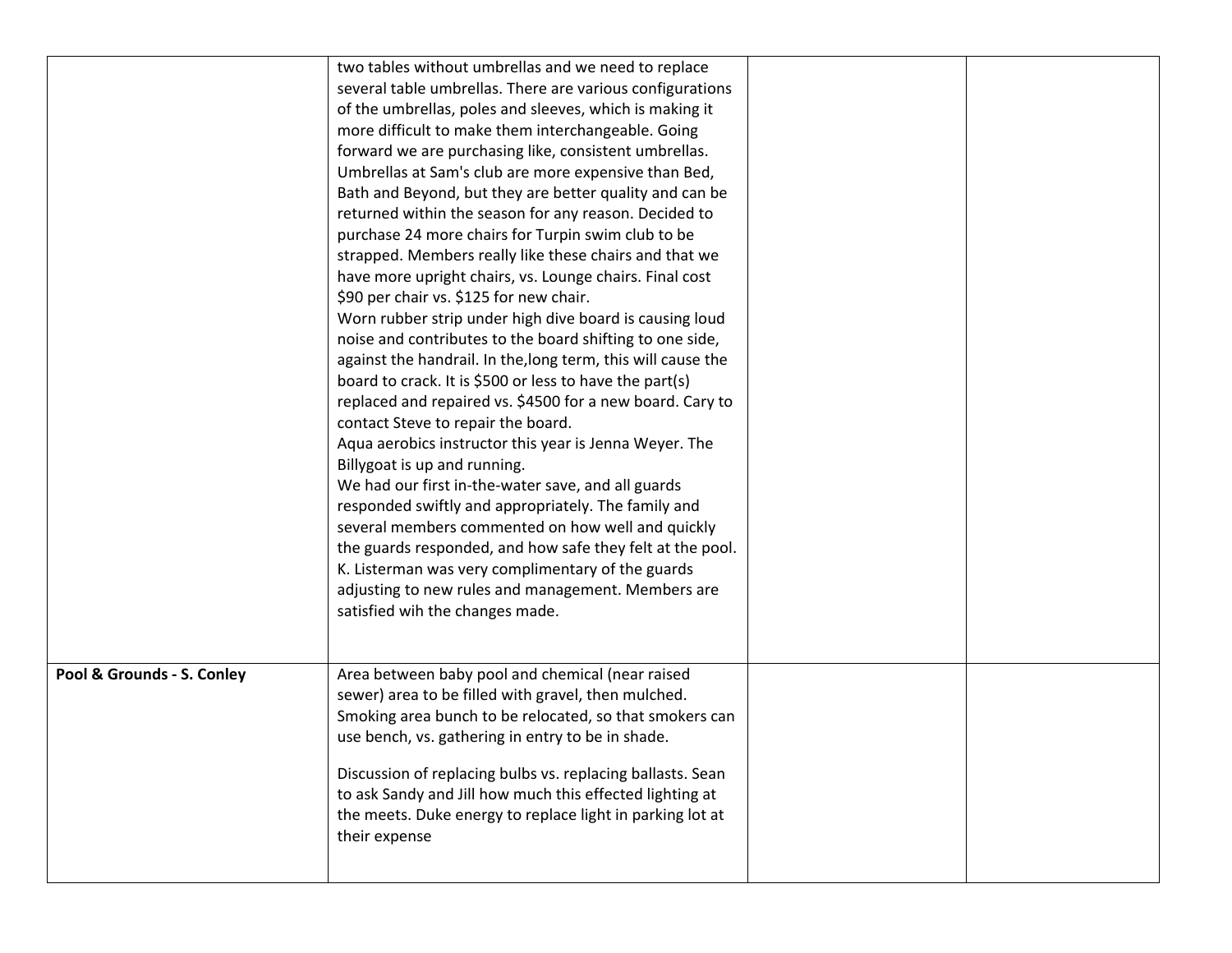| | | | |
|---|---|---|---|
| | two tables without umbrellas and we need to replace several table umbrellas. There are various configurations of the umbrellas, poles and sleeves, which is making it more difficult to make them interchangeable. Going forward we are purchasing like, consistent umbrellas. Umbrellas at Sam's club are more expensive than Bed, Bath and Beyond, but they are better quality and can be returned within the season for any reason. Decided to purchase 24 more chairs for Turpin swim club to be strapped. Members really like these chairs and that we have more upright chairs, vs. Lounge chairs. Final cost $90 per chair vs. $125 for new chair.<br>Worn rubber strip under high dive board is causing loud noise and contributes to the board shifting to one side, against the handrail. In the,long term, this will cause the board to crack. It is $500 or less to have the part(s) replaced and repaired vs. $4500 for a new board. Cary to contact Steve to repair the board.<br>Aqua aerobics instructor this year is Jenna Weyer. The Billygoat is up and running.<br>We had our first in-the-water save, and all guards responded swiftly and appropriately. The family and several members commented on how well and quickly the guards responded, and how safe they felt at the pool. K. Listerman was very complimentary of the guards adjusting to new rules and management. Members are satisfied wih the changes made. | | |
| **Pool & Grounds - S. Conley** | Area between baby pool and chemical (near raised sewer) area to be filled with gravel, then mulched. Smoking area bunch to be relocated, so that smokers can use bench, vs. gathering in entry to be in shade.<br><br>Discussion of replacing bulbs vs. replacing ballasts. Sean to ask Sandy and Jill how much this effected lighting at the meets. Duke energy to replace light in parking lot at their expense | | |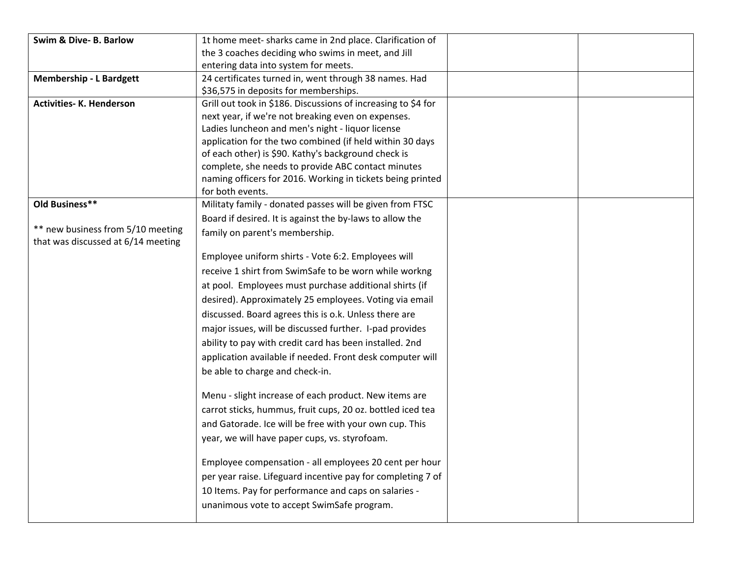| | | | |
|---|---|---|---|
| **Swim & Dive- B. Barlow** | 1t home meet- sharks came in 2nd place. Clarification of the 3 coaches deciding who swims in meet, and Jill entering data into system for meets. | | |
| **Membership - L Bardgett** | 24 certificates turned in, went through 38 names. Had $36,575 in deposits for memberships. | | |
| **Activities- K. Henderson** | Grill out took in $186. Discussions of increasing to $4 for next year, if we're not breaking even on expenses. Ladies luncheon and men's night - liquor license application for the two combined (if held within 30 days of each other) is $90. Kathy's background check is complete, she needs to provide ABC contact minutes naming officers for 2016. Working in tickets being printed for both events. | | |
| **Old Business**** <br><br> ** new business from 5/10 meeting that was discussed at 6/14 meeting | Militaty family - donated passes will be given from FTSC Board if desired. It is against the by-laws to allow the family on parent's membership. <br><br> Employee uniform shirts - Vote 6:2. Employees will receive 1 shirt from SwimSafe to be worn while workng at pool. Employees must purchase additional shirts (if desired). Approximately 25 employees. Voting via email discussed. Board agrees this is o.k. Unless there are major issues, will be discussed further. I-pad provides ability to pay with credit card has been installed. 2nd application available if needed. Front desk computer will be able to charge and check-in. <br><br> Menu - slight increase of each product. New items are carrot sticks, hummus, fruit cups, 20 oz. bottled iced tea and Gatorade. Ice will be free with your own cup. This year, we will have paper cups, vs. styrofoam. <br><br> Employee compensation - all employees 20 cent per hour per year raise. Lifeguard incentive pay for completing 7 of 10 Items. Pay for performance and caps on salaries - unanimous vote to accept SwimSafe program. | | |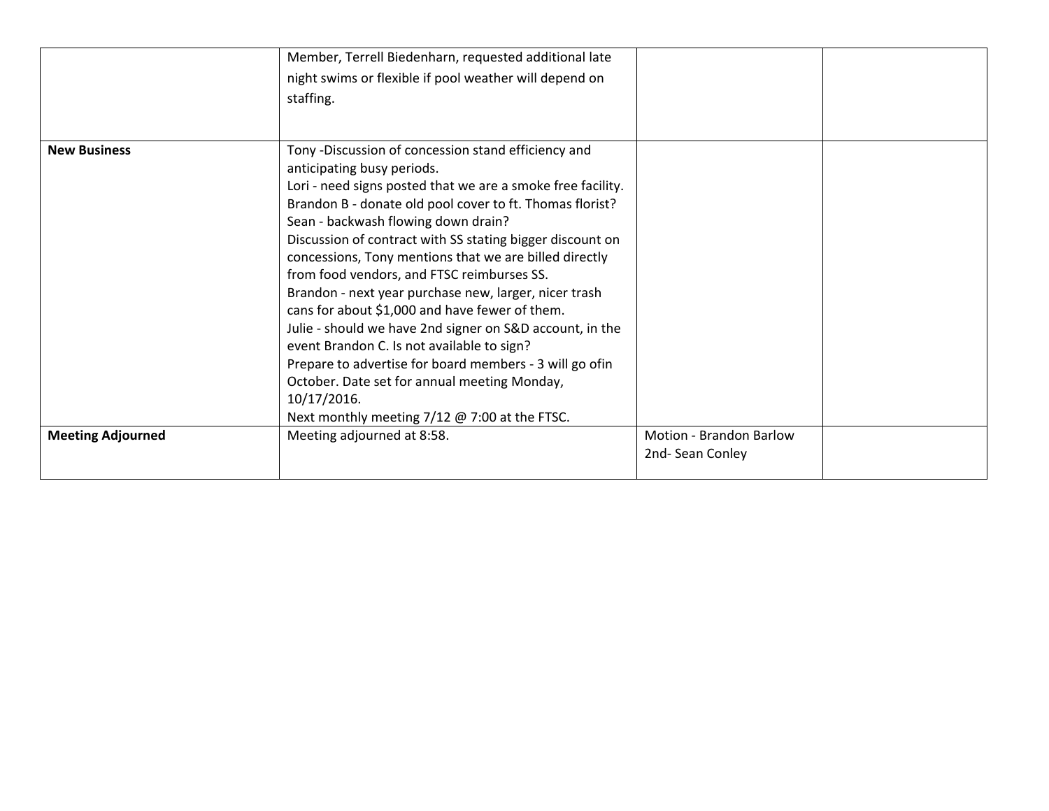| | | | |
|---|---|---|---|
| | Member, Terrell Biedenharn, requested additional late night swims or flexible if pool weather will depend on staffing. | | |
| **New Business** | Tony -Discussion of concession stand efficiency and anticipating busy periods.<br>Lori - need signs posted that we are a smoke free facility.<br>Brandon B - donate old pool cover to ft. Thomas florist?<br>Sean - backwash flowing down drain?<br>Discussion of contract with SS stating bigger discount on concessions, Tony mentions that we are billed directly from food vendors, and FTSC reimburses SS.<br>Brandon - next year purchase new, larger, nicer trash cans for about $1,000 and have fewer of them.<br>Julie - should we have 2nd signer on S&D account, in the event Brandon C. Is not available to sign?<br>Prepare to advertise for board members - 3 will go ofin October. Date set for annual meeting Monday, 10/17/2016.<br>Next monthly meeting 7/12 @ 7:00 at the FTSC. | | |
| **Meeting Adjourned** | Meeting adjourned at 8:58. | Motion - Brandon Barlow<br>2nd- Sean Conley | |